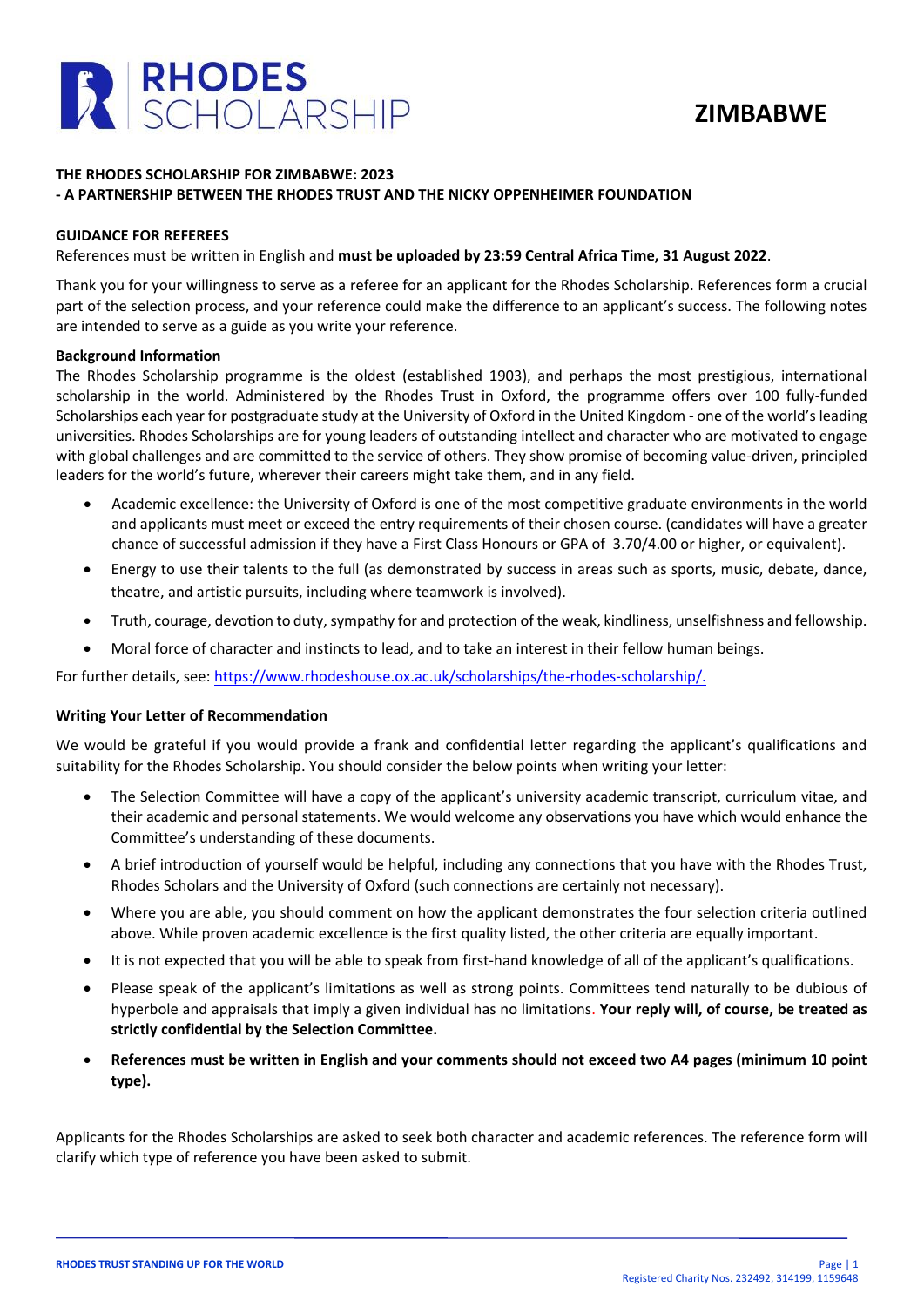# RHODES SCHOLARSHIP

# ZIMBABWE

**THE RHODES SCHOLARSHIP FOR ZIMBABWE: 2023**
**- A PARTNERSHIP BETWEEN THE RHODES TRUST AND THE NICKY OPPENHEIMER FOUNDATION**

## GUIDANCE FOR REFEREES

References must be written in English and **must be uploaded by 23:59 Central Africa Time, 31 August 2022**.

Thank you for your willingness to serve as a referee for an applicant for the Rhodes Scholarship. References form a crucial part of the selection process, and your reference could make the difference to an applicant's success. The following notes are intended to serve as a guide as you write your reference.

### Background Information

The Rhodes Scholarship programme is the oldest (established 1903), and perhaps the most prestigious, international scholarship in the world. Administered by the Rhodes Trust in Oxford, the programme offers over 100 fully-funded Scholarships each year for postgraduate study at the University of Oxford in the United Kingdom - one of the world's leading universities. Rhodes Scholarships are for young leaders of outstanding intellect and character who are motivated to engage with global challenges and are committed to the service of others. They show promise of becoming value-driven, principled leaders for the world's future, wherever their careers might take them, and in any field.

- Academic excellence: the University of Oxford is one of the most competitive graduate environments in the world and applicants must meet or exceed the entry requirements of their chosen course. (candidates will have a greater chance of successful admission if they have a First Class Honours or GPA of 3.70/4.00 or higher, or equivalent).
- Energy to use their talents to the full (as demonstrated by success in areas such as sports, music, debate, dance, theatre, and artistic pursuits, including where teamwork is involved).
- Truth, courage, devotion to duty, sympathy for and protection of the weak, kindliness, unselfishness and fellowship.
- Moral force of character and instincts to lead, and to take an interest in their fellow human beings.

For further details, see: https://www.rhodeshouse.ox.ac.uk/scholarships/the-rhodes-scholarship/.

### Writing Your Letter of Recommendation

We would be grateful if you would provide a frank and confidential letter regarding the applicant's qualifications and suitability for the Rhodes Scholarship. You should consider the below points when writing your letter:

- The Selection Committee will have a copy of the applicant's university academic transcript, curriculum vitae, and their academic and personal statements. We would welcome any observations you have which would enhance the Committee's understanding of these documents.
- A brief introduction of yourself would be helpful, including any connections that you have with the Rhodes Trust, Rhodes Scholars and the University of Oxford (such connections are certainly not necessary).
- Where you are able, you should comment on how the applicant demonstrates the four selection criteria outlined above. While proven academic excellence is the first quality listed, the other criteria are equally important.
- It is not expected that you will be able to speak from first-hand knowledge of all of the applicant's qualifications.
- Please speak of the applicant's limitations as well as strong points. Committees tend naturally to be dubious of hyperbole and appraisals that imply a given individual has no limitations. **Your reply will, of course, be treated as strictly confidential by the Selection Committee.**
- **References must be written in English and your comments should not exceed two A4 pages (minimum 10 point type).**

Applicants for the Rhodes Scholarships are asked to seek both character and academic references. The reference form will clarify which type of reference you have been asked to submit.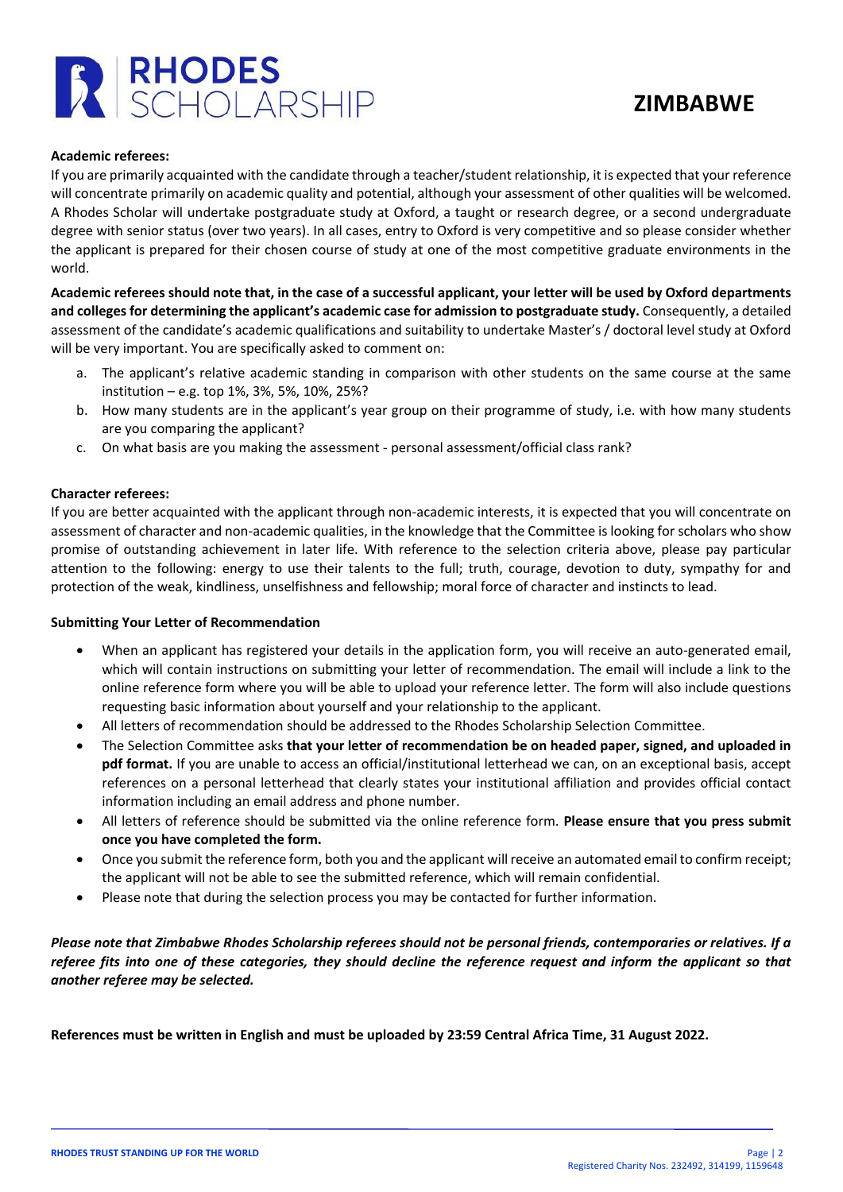**Academic referees:**

If you are primarily acquainted with the candidate through a teacher/student relationship, it is expected that your reference will concentrate primarily on academic quality and potential, although your assessment of other qualities will be welcomed. A Rhodes Scholar will undertake postgraduate study at Oxford, a taught or research degree, or a second undergraduate degree with senior status (over two years). In all cases, entry to Oxford is very competitive and so please consider whether the applicant is prepared for their chosen course of study at one of the most competitive graduate environments in the world.

**Academic referees should note that, in the case of a successful applicant, your letter will be used by Oxford departments and colleges for determining the applicant's academic case for admission to postgraduate study.** Consequently, a detailed assessment of the candidate's academic qualifications and suitability to undertake Master's / doctoral level study at Oxford will be very important. You are specifically asked to comment on:

a. The applicant's relative academic standing in comparison with other students on the same course at the same institution – e.g. top 1%, 3%, 5%, 10%, 25%?
b. How many students are in the applicant's year group on their programme of study, i.e. with how many students are you comparing the applicant?
c. On what basis are you making the assessment - personal assessment/official class rank?

**Character referees:**

If you are better acquainted with the applicant through non-academic interests, it is expected that you will concentrate on assessment of character and non-academic qualities, in the knowledge that the Committee is looking for scholars who show promise of outstanding achievement in later life. With reference to the selection criteria above, please pay particular attention to the following: energy to use their talents to the full; truth, courage, devotion to duty, sympathy for and protection of the weak, kindliness, unselfishness and fellowship; moral force of character and instincts to lead.

**Submitting Your Letter of Recommendation**

- When an applicant has registered your details in the application form, you will receive an auto-generated email, which will contain instructions on submitting your letter of recommendation. The email will include a link to the online reference form where you will be able to upload your reference letter. The form will also include questions requesting basic information about yourself and your relationship to the applicant.
- All letters of recommendation should be addressed to the Rhodes Scholarship Selection Committee.
- The Selection Committee asks **that your letter of recommendation be on headed paper, signed, and uploaded in pdf format.** If you are unable to access an official/institutional letterhead we can, on an exceptional basis, accept references on a personal letterhead that clearly states your institutional affiliation and provides official contact information including an email address and phone number.
- All letters of reference should be submitted via the online reference form. **Please ensure that you press submit once you have completed the form.**
- Once you submit the reference form, both you and the applicant will receive an automated email to confirm receipt; the applicant will not be able to see the submitted reference, which will remain confidential.
- Please note that during the selection process you may be contacted for further information.

***Please note that Zimbabwe Rhodes Scholarship referees should not be personal friends, contemporaries or relatives. If a referee fits into one of these categories, they should decline the reference request and inform the applicant so that another referee may be selected.***

**References must be written in English and must be uploaded by 23:59 Central Africa Time, 31 August 2022.**